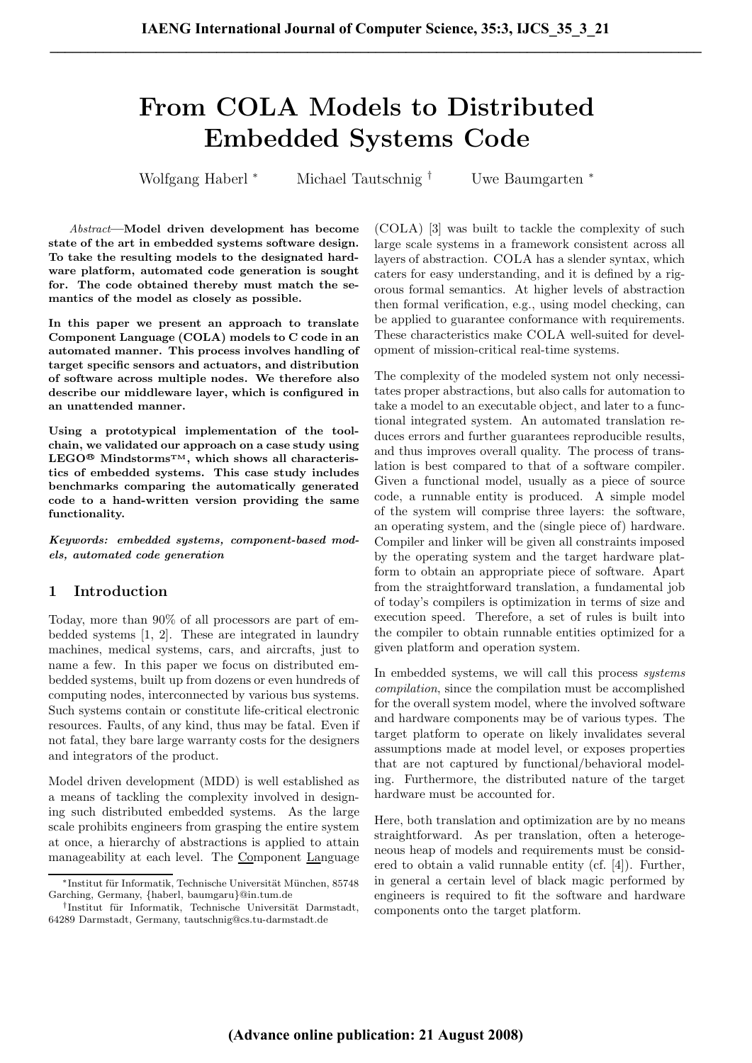# From COLA Models to Distributed Embedded Systems Code

Wolfgang Haberl [*] Michael Tautschnig [†] Uwe Baumgarten [*]

*Abstract*—**Model driven development has become state of the art in embedded systems software design. To take the resulting models to the designated hardware platform, automated code generation is sought for. The code obtained thereby must match the semantics of the model as closely as possible.**

**In this paper we present an approach to translate Component Language (COLA) models to C code in an automated manner. This process involves handling of target specific sensors and actuators, and distribution of software across multiple nodes. We therefore also describe our middleware layer, which is configured in an unattended manner.**

**Using a prototypical implementation of the toolchain, we validated our approach on a case study using LEGO® Mindstorms™, which shows all characteristics of embedded systems. This case study includes benchmarks comparing the automatically generated code to a hand-written version providing the same functionality.**

***Keywords: embedded systems, component-based models, automated code generation***

## 1 Introduction

Today, more than 90% of all processors are part of embedded systems [1, 2]. These are integrated in laundry machines, medical systems, cars, and aircrafts, just to name a few. In this paper we focus on distributed embedded systems, built up from dozens or even hundreds of computing nodes, interconnected by various bus systems. Such systems contain or constitute life-critical electronic resources. Faults, of any kind, thus may be fatal. Even if not fatal, they bare large warranty costs for the designers and integrators of the product.

Model driven development (MDD) is well established as a means of tackling the complexity involved in designing such distributed embedded systems. As the large scale prohibits engineers from grasping the entire system at once, a hierarchy of abstractions is applied to attain manageability at each level. The Component Language (COLA) [3] was built to tackle the complexity of such large scale systems in a framework consistent across all layers of abstraction. COLA has a slender syntax, which caters for easy understanding, and it is defined by a rigorous formal semantics. At higher levels of abstraction then formal verification, e.g., using model checking, can be applied to guarantee conformance with requirements. These characteristics make COLA well-suited for development of mission-critical real-time systems.

The complexity of the modeled system not only necessitates proper abstractions, but also calls for automation to take a model to an executable object, and later to a functional integrated system. An automated translation reduces errors and further guarantees reproducible results, and thus improves overall quality. The process of translation is best compared to that of a software compiler. Given a functional model, usually as a piece of source code, a runnable entity is produced. A simple model of the system will comprise three layers: the software, an operating system, and the (single piece of) hardware. Compiler and linker will be given all constraints imposed by the operating system and the target hardware platform to obtain an appropriate piece of software. Apart from the straightforward translation, a fundamental job of today's compilers is optimization in terms of size and execution speed. Therefore, a set of rules is built into the compiler to obtain runnable entities optimized for a given platform and operation system.

In embedded systems, we will call this process *systems compilation*, since the compilation must be accomplished for the overall system model, where the involved software and hardware components may be of various types. The target platform to operate on likely invalidates several assumptions made at model level, or exposes properties that are not captured by functional/behavioral modeling. Furthermore, the distributed nature of the target hardware must be accounted for.

Here, both translation and optimization are by no means straightforward. As per translation, often a heterogeneous heap of models and requirements must be considered to obtain a valid runnable entity (cf. [4]). Further, in general a certain level of black magic performed by engineers is required to fit the software and hardware components onto the target platform.

[*] Institut für Informatik, Technische Universität München, 85748 Garching, Germany, {haberl, baumgaru}@in.tum.de

[†] Institut für Informatik, Technische Universität Darmstadt, 64289 Darmstadt, Germany, tautschnig@cs.tu-darmstadt.de

(Advance online publication: 21 August 2008)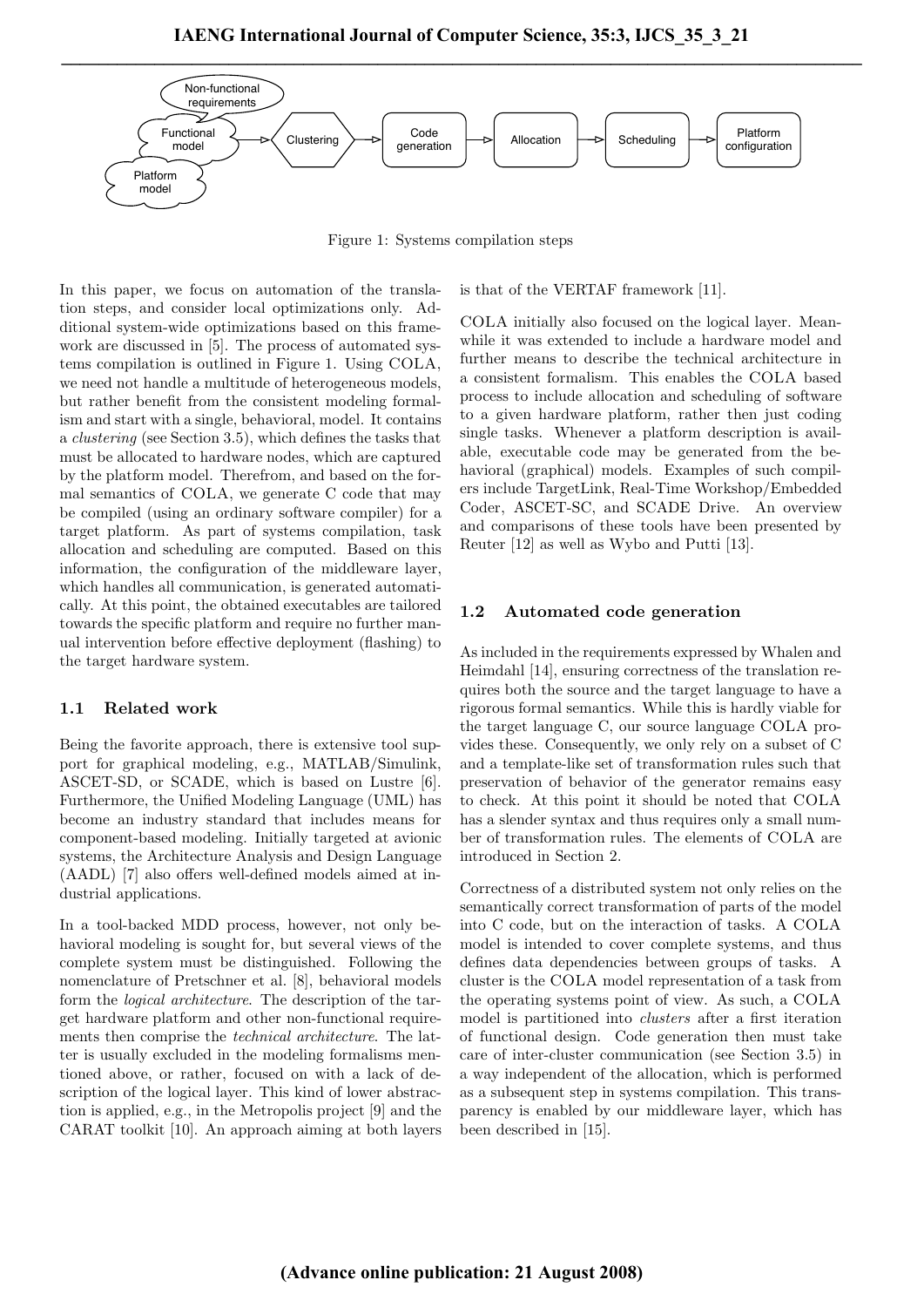Figure 1: Systems compilation steps

In this paper, we focus on automation of the translation steps, and consider local optimizations only. Additional system-wide optimizations based on this framework are discussed in [5]. The process of automated systems compilation is outlined in Figure 1. Using COLA, we need not handle a multitude of heterogeneous models, but rather benefit from the consistent modeling formalism and start with a single, behavioral, model. It contains a *clustering* (see Section 3.5), which defines the tasks that must be allocated to hardware nodes, which are captured by the platform model. Therefrom, and based on the formal semantics of COLA, we generate C code that may be compiled (using an ordinary software compiler) for a target platform. As part of systems compilation, task allocation and scheduling are computed. Based on this information, the configuration of the middleware layer, which handles all communication, is generated automatically. At this point, the obtained executables are tailored towards the specific platform and require no further manual intervention before effective deployment (flashing) to the target hardware system.

### 1.1 Related work

Being the favorite approach, there is extensive tool support for graphical modeling, e.g., MATLAB/Simulink, ASCET-SD, or SCADE, which is based on Lustre [6]. Furthermore, the Unified Modeling Language (UML) has become an industry standard that includes means for component-based modeling. Initially targeted at avionic systems, the Architecture Analysis and Design Language (AADL) [7] also offers well-defined models aimed at industrial applications.

In a tool-backed MDD process, however, not only behavioral modeling is sought for, but several views of the complete system must be distinguished. Following the nomenclature of Pretschner et al. [8], behavioral models form the *logical architecture*. The description of the target hardware platform and other non-functional requirements then comprise the *technical architecture*. The latter is usually excluded in the modeling formalisms mentioned above, or rather, focused on with a lack of description of the logical layer. This kind of lower abstraction is applied, e.g., in the Metropolis project [9] and the CARAT toolkit [10]. An approach aiming at both layers is that of the VERTAF framework [11].

COLA initially also focused on the logical layer. Meanwhile it was extended to include a hardware model and further means to describe the technical architecture in a consistent formalism. This enables the COLA based process to include allocation and scheduling of software to a given hardware platform, rather then just coding single tasks. Whenever a platform description is available, executable code may be generated from the behavioral (graphical) models. Examples of such compilers include TargetLink, Real-Time Workshop/Embedded Coder, ASCET-SC, and SCADE Drive. An overview and comparisons of these tools have been presented by Reuter [12] as well as Wybo and Putti [13].

### 1.2 Automated code generation

As included in the requirements expressed by Whalen and Heimdahl [14], ensuring correctness of the translation requires both the source and the target language to have a rigorous formal semantics. While this is hardly viable for the target language C, our source language COLA provides these. Consequently, we only rely on a subset of C and a template-like set of transformation rules such that preservation of behavior of the generator remains easy to check. At this point it should be noted that COLA has a slender syntax and thus requires only a small number of transformation rules. The elements of COLA are introduced in Section 2.

Correctness of a distributed system not only relies on the semantically correct transformation of parts of the model into C code, but on the interaction of tasks. A COLA model is intended to cover complete systems, and thus defines data dependencies between groups of tasks. A cluster is the COLA model representation of a task from the operating systems point of view. As such, a COLA model is partitioned into *clusters* after a first iteration of functional design. Code generation then must take care of inter-cluster communication (see Section 3.5) in a way independent of the allocation, which is performed as a subsequent step in systems compilation. This transparency is enabled by our middleware layer, which has been described in [15].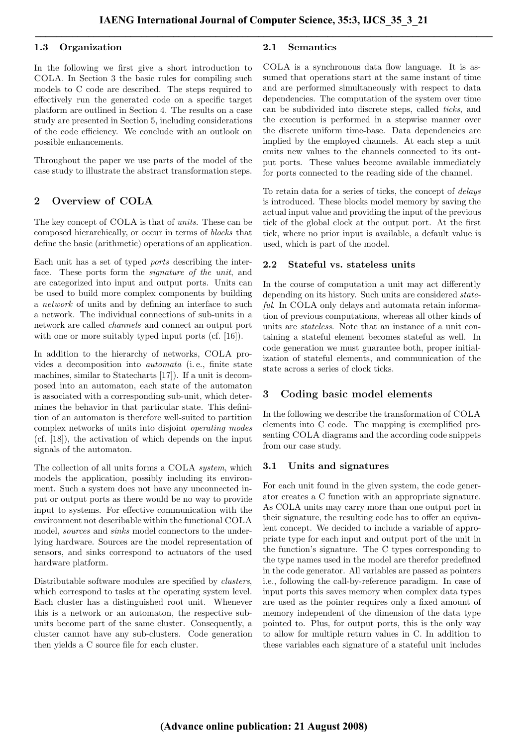### 1.3 Organization

In the following we first give a short introduction to COLA. In Section 3 the basic rules for compiling such models to C code are described. The steps required to effectively run the generated code on a specific target platform are outlined in Section 4. The results on a case study are presented in Section 5, including considerations of the code efficiency. We conclude with an outlook on possible enhancements.

Throughout the paper we use parts of the model of the case study to illustrate the abstract transformation steps.

## 2 Overview of COLA

The key concept of COLA is that of *units*. These can be composed hierarchically, or occur in terms of *blocks* that define the basic (arithmetic) operations of an application.

Each unit has a set of typed *ports* describing the interface. These ports form the *signature of the unit*, and are categorized into input and output ports. Units can be used to build more complex components by building a *network* of units and by defining an interface to such a network. The individual connections of sub-units in a network are called *channels* and connect an output port with one or more suitably typed input ports (cf. [16]).

In addition to the hierarchy of networks, COLA provides a decomposition into *automata* (i. e., finite state machines, similar to Statecharts [17]). If a unit is decomposed into an automaton, each state of the automaton is associated with a corresponding sub-unit, which determines the behavior in that particular state. This definition of an automaton is therefore well-suited to partition complex networks of units into disjoint *operating modes* (cf. [18]), the activation of which depends on the input signals of the automaton.

The collection of all units forms a COLA *system*, which models the application, possibly including its environment. Such a system does not have any unconnected input or output ports as there would be no way to provide input to systems. For effective communication with the environment not describable within the functional COLA model, *sources* and *sinks* model connectors to the underlying hardware. Sources are the model representation of sensors, and sinks correspond to actuators of the used hardware platform.

Distributable software modules are specified by *clusters*, which correspond to tasks at the operating system level. Each cluster has a distinguished root unit. Whenever this is a network or an automaton, the respective sub-units become part of the same cluster. Consequently, a cluster cannot have any sub-clusters. Code generation then yields a C source file for each cluster.

### 2.1 Semantics

COLA is a synchronous data flow language. It is assumed that operations start at the same instant of time and are performed simultaneously with respect to data dependencies. The computation of the system over time can be subdivided into discrete steps, called *ticks*, and the execution is performed in a stepwise manner over the discrete uniform time-base. Data dependencies are implied by the employed channels. At each step a unit emits new values to the channels connected to its output ports. These values become available immediately for ports connected to the reading side of the channel.

To retain data for a series of ticks, the concept of *delays* is introduced. These blocks model memory by saving the actual input value and providing the input of the previous tick of the global clock at the output port. At the first tick, where no prior input is available, a default value is used, which is part of the model.

### 2.2 Stateful vs. stateless units

In the course of computation a unit may act differently depending on its history. Such units are considered *stateful*. In COLA only delays and automata retain information of previous computations, whereas all other kinds of units are *stateless*. Note that an instance of a unit containing a stateful element becomes stateful as well. In code generation we must guarantee both, proper initialization of stateful elements, and communication of the state across a series of clock ticks.

## 3 Coding basic model elements

In the following we describe the transformation of COLA elements into C code. The mapping is exemplified presenting COLA diagrams and the according code snippets from our case study.

### 3.1 Units and signatures

For each unit found in the given system, the code generator creates a C function with an appropriate signature. As COLA units may carry more than one output port in their signature, the resulting code has to offer an equivalent concept. We decided to include a variable of appropriate type for each input and output port of the unit in the function's signature. The C types corresponding to the type names used in the model are therefor predefined in the code generator. All variables are passed as pointers i.e., following the call-by-reference paradigm. In case of input ports this saves memory when complex data types are used as the pointer requires only a fixed amount of memory independent of the dimension of the data type pointed to. Plus, for output ports, this is the only way to allow for multiple return values in C. In addition to these variables each signature of a stateful unit includes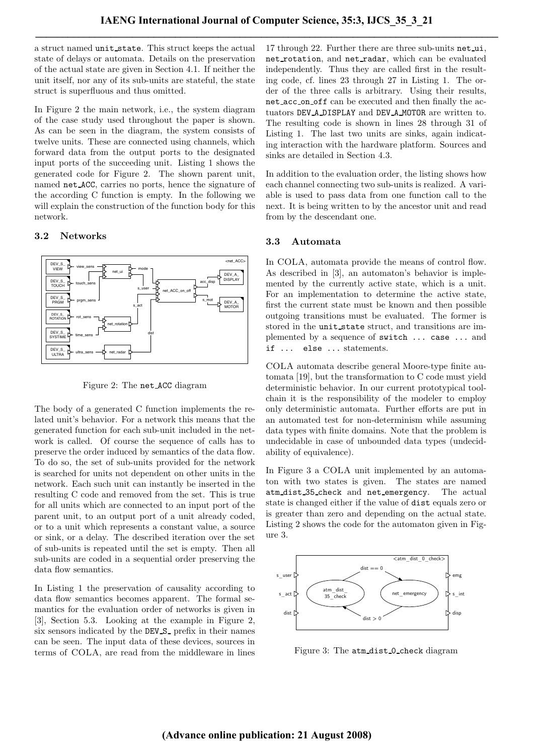a struct named unit_state. This struct keeps the actual state of delays or automata. Details on the preservation of the actual state are given in Section 4.1. If neither the unit itself, nor any of its sub-units are stateful, the state struct is superfluous and thus omitted.

In Figure 2 the main network, i.e., the system diagram of the case study used throughout the paper is shown. As can be seen in the diagram, the system consists of twelve units. These are connected using channels, which forward data from the output ports to the designated input ports of the succeeding unit. Listing 1 shows the generated code for Figure 2. The shown parent unit, named net_ACC, carries no ports, hence the signature of the according C function is empty. In the following we will explain the construction of the function body for this network.

### 3.2 Networks

Figure 2: The net_ACC diagram

The body of a generated C function implements the related unit's behavior. For a network this means that the generated function for each sub-unit included in the network is called. Of course the sequence of calls has to preserve the order induced by semantics of the data flow. To do so, the set of sub-units provided for the network is searched for units not dependent on other units in the network. Each such unit can instantly be inserted in the resulting C code and removed from the set. This is true for all units which are connected to an input port of the parent unit, to an output port of a unit already coded, or to a unit which represents a constant value, a source or sink, or a delay. The described iteration over the set of sub-units is repeated until the set is empty. Then all sub-units are coded in a sequential order preserving the data flow semantics.

In Listing 1 the preservation of causality according to data flow semantics becomes apparent. The formal semantics for the evaluation order of networks is given in [3], Section 5.3. Looking at the example in Figure 2, six sensors indicated by the DEV_S_ prefix in their names can be seen. The input data of these devices, sources in terms of COLA, are read from the middleware in lines 17 through 22. Further there are three sub-units net_ui, net_rotation, and net_radar, which can be evaluated independently. Thus they are called first in the resulting code, cf. lines 23 through 27 in Listing 1. The order of the three calls is arbitrary. Using their results, net_acc_on_off can be executed and then finally the actuators DEV_A_DISPLAY and DEV_A_MOTOR are written to. The resulting code is shown in lines 28 through 31 of Listing 1. The last two units are sinks, again indicating interaction with the hardware platform. Sources and sinks are detailed in Section 4.3.

In addition to the evaluation order, the listing shows how each channel connecting two sub-units is realized. A variable is used to pass data from one function call to the next. It is being written to by the ancestor unit and read from by the descendant one.

### 3.3 Automata

In COLA, automata provide the means of control flow. As described in [3], an automaton's behavior is implemented by the currently active state, which is a unit. For an implementation to determine the active state, first the current state must be known and then possible outgoing transitions must be evaluated. The former is stored in the unit_state struct, and transitions are implemented by a sequence of `switch ... case ...` and `if ... else ...` statements.

COLA automata describe general Moore-type finite automata [19], but the transformation to C code must yield deterministic behavior. In our current prototypical toolchain it is the responsibility of the modeler to employ only deterministic automata. Further efforts are put in an automated test for non-determinism while assuming data types with finite domains. Note that the problem is undecidable in case of unbounded data types (undecidability of equivalence).

In Figure 3 a COLA unit implemented by an automaton with two states is given. The states are named atm_dist_35_check and net_emergency. The actual state is changed either if the value of dist equals zero or is greater than zero and depending on the actual state. Listing 2 shows the code for the automaton given in Figure 3.

Figure 3: The atm_dist_0_check diagram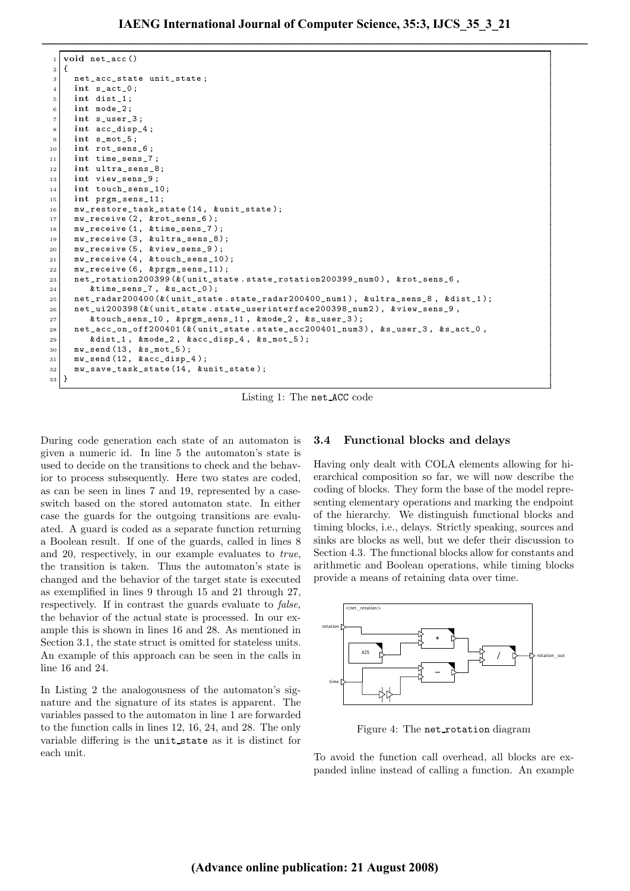```c
void net_acc()
{
  net_acc_state unit_state;
  int s_act_0;
  int dist_1;
  int mode_2;
  int s_user_3;
  int acc_disp_4;
  int s_mot_5;
  int rot_sens_6;
  int time_sens_7;
  int ultra_sens_8;
  int view_sens_9;
  int touch_sens_10;
  int prgm_sens_11;
  mw_restore_task_state(14, &unit_state);
  mw_receive(2, &rot_sens_6);
  mw_receive(1, &time_sens_7);
  mw_receive(3, &ultra_sens_8);
  mw_receive(5, &view_sens_9);
  mw_receive(4, &touch_sens_10);
  mw_receive(6, &prgm_sens_11);
  net_rotation200399(&(unit_state.state_rotation200399_num0), &rot_sens_6,
     &time_sens_7, &s_act_0);
  net_radar200400(&(unit_state.state_radar200400_num1), &ultra_sens_8, &dist_1);
  net_ui200398(&(unit_state.state_userinterface200398_num2), &view_sens_9,
     &touch_sens_10, &prgm_sens_11, &mode_2, &s_user_3);
  net_acc_on_off200401(&(unit_state.state_acc200401_num3), &s_user_3, &s_act_0,
     &dist_1, &mode_2, &acc_disp_4, &s_mot_5);
  mw_send(13, &s_mot_5);
  mw_send(12, &acc_disp_4);
  mw_save_task_state(14, &unit_state);
}
```

Listing 1: The net_ACC code

During code generation each state of an automaton is given a numeric id. In line 5 the automaton's state is used to decide on the transitions to check and the behavior to process subsequently. Here two states are coded, as can be seen in lines 7 and 19, represented by a case-switch based on the stored automaton state. In either case the guards for the outgoing transitions are evaluated. A guard is coded as a separate function returning a Boolean result. If one of the guards, called in lines 8 and 20, respectively, in our example evaluates to *true*, the transition is taken. Thus the automaton's state is changed and the behavior of the target state is executed as exemplified in lines 9 through 15 and 21 through 27, respectively. If in contrast the guards evaluate to *false*, the behavior of the actual state is processed. In our example this is shown in lines 16 and 28. As mentioned in Section 3.1, the state struct is omitted for stateless units. An example of this approach can be seen in the calls in line 16 and 24.

In Listing 2 the analogousness of the automaton's signature and the signature of its states is apparent. The variables passed to the automaton in line 1 are forwarded to the function calls in lines 12, 16, 24, and 28. The only variable differing is the unit_state as it is distinct for each unit.

### 3.4 Functional blocks and delays

Having only dealt with COLA elements allowing for hierarchical composition so far, we will now describe the coding of blocks. They form the base of the model representing elementary operations and marking the endpoint of the hierarchy. We distinguish functional blocks and timing blocks, i.e., delays. Strictly speaking, sources and sinks are blocks as well, but we defer their discussion to Section 4.3. The functional blocks allow for constants and arithmetic and Boolean operations, while timing blocks provide a means of retaining data over time.

Figure 4: The net_rotation diagram

To avoid the function call overhead, all blocks are expanded inline instead of calling a function. An example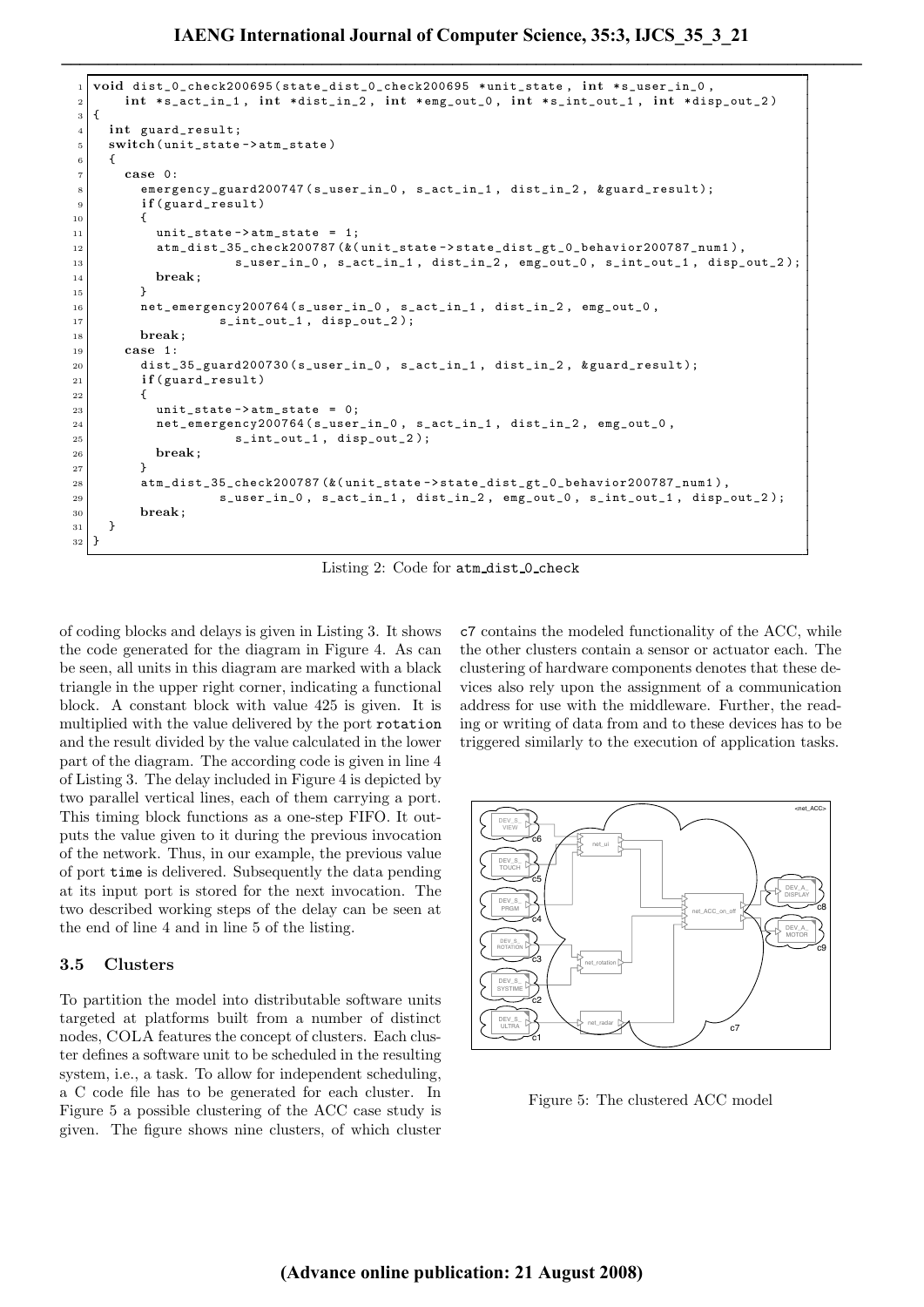```c
void dist_0_check200695(state_dist_0_check200695 *unit_state, int *s_user_in_0,
    int *s_act_in_1, int *dist_in_2, int *emg_out_0, int *s_int_out_1, int *disp_out_2)
{
  int guard_result;
  switch(unit_state->atm_state)
  {
    case 0:
      emergency_guard200747(s_user_in_0, s_act_in_1, dist_in_2, &guard_result);
      if(guard_result)
      {
        unit_state->atm_state = 1;
        atm_dist_35_check200787(&(unit_state->state_dist_gt_0_behavior200787_num1),
                  s_user_in_0, s_act_in_1, dist_in_2, emg_out_0, s_int_out_1, disp_out_2);
        break;
      }
      net_emergency200764(s_user_in_0, s_act_in_1, dist_in_2, emg_out_0,
                s_int_out_1, disp_out_2);
      break;
    case 1:
      dist_35_guard200730(s_user_in_0, s_act_in_1, dist_in_2, &guard_result);
      if(guard_result)
      {
        unit_state->atm_state = 0;
        net_emergency200764(s_user_in_0, s_act_in_1, dist_in_2, emg_out_0,
                s_int_out_1, disp_out_2);
        break;
      }
      atm_dist_35_check200787(&(unit_state->state_dist_gt_0_behavior200787_num1),
                s_user_in_0, s_act_in_1, dist_in_2, emg_out_0, s_int_out_1, disp_out_2);
      break;
  }
}
```

Listing 2: Code for `atm_dist_0_check`

of coding blocks and delays is given in Listing 3. It shows the code generated for the diagram in Figure 4. As can be seen, all units in this diagram are marked with a black triangle in the upper right corner, indicating a functional block. A constant block with value 425 is given. It is multiplied with the value delivered by the port `rotation` and the result divided by the value calculated in the lower part of the diagram. The according code is given in line 4 of Listing 3. The delay included in Figure 4 is depicted by two parallel vertical lines, each of them carrying a port. This timing block functions as a one-step FIFO. It outputs the value given to it during the previous invocation of the network. Thus, in our example, the previous value of port `time` is delivered. Subsequently the data pending at its input port is stored for the next invocation. The two described working steps of the delay can be seen at the end of line 4 and in line 5 of the listing.

### 3.5 Clusters

To partition the model into distributable software units targeted at platforms built from a number of distinct nodes, COLA features the concept of clusters. Each cluster defines a software unit to be scheduled in the resulting system, i.e., a task. To allow for independent scheduling, a C code file has to be generated for each cluster. In Figure 5 a possible clustering of the ACC case study is given. The figure shows nine clusters, of which cluster c7 contains the modeled functionality of the ACC, while the other clusters contain a sensor or actuator each. The clustering of hardware components denotes that these devices also rely upon the assignment of a communication address for use with the middleware. Further, the reading or writing of data from and to these devices has to be triggered similarly to the execution of application tasks.

Figure 5: The clustered ACC model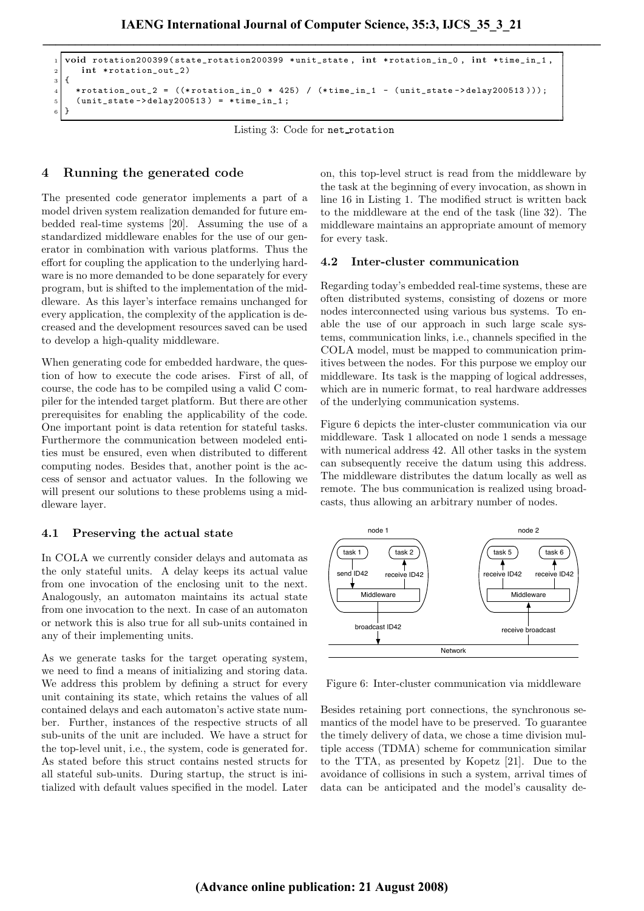```c
void rotation200399(state_rotation200399 *unit_state, int *rotation_in_0, int *time_in_1,
    int *rotation_out_2)
{
  *rotation_out_2 = ((*rotation_in_0 * 425) / (*time_in_1 - (unit_state->delay200513)));
  (unit_state->delay200513) = *time_in_1;
}
```

Listing 3: Code for net_rotation

## 4 Running the generated code

The presented code generator implements a part of a model driven system realization demanded for future embedded real-time systems [20]. Assuming the use of a standardized middleware enables for the use of our generator in combination with various platforms. Thus the effort for coupling the application to the underlying hardware is no more demanded to be done separately for every program, but is shifted to the implementation of the middleware. As this layer's interface remains unchanged for every application, the complexity of the application is decreased and the development resources saved can be used to develop a high-quality middleware.

When generating code for embedded hardware, the question of how to execute the code arises. First of all, of course, the code has to be compiled using a valid C compiler for the intended target platform. But there are other prerequisites for enabling the applicability of the code. One important point is data retention for stateful tasks. Furthermore the communication between modeled entities must be ensured, even when distributed to different computing nodes. Besides that, another point is the access of sensor and actuator values. In the following we will present our solutions to these problems using a middleware layer.

### 4.1 Preserving the actual state

In COLA we currently consider delays and automata as the only stateful units. A delay keeps its actual value from one invocation of the enclosing unit to the next. Analogously, an automaton maintains its actual state from one invocation to the next. In case of an automaton or network this is also true for all sub-units contained in any of their implementing units.

As we generate tasks for the target operating system, we need to find a means of initializing and storing data. We address this problem by defining a struct for every unit containing its state, which retains the values of all contained delays and each automaton's active state number. Further, instances of the respective structs of all sub-units of the unit are included. We have a struct for the top-level unit, i.e., the system, code is generated for. As stated before this struct contains nested structs for all stateful sub-units. During startup, the struct is initialized with default values specified in the model. Later on, this top-level struct is read from the middleware by the task at the beginning of every invocation, as shown in line 16 in Listing 1. The modified struct is written back to the middleware at the end of the task (line 32). The middleware maintains an appropriate amount of memory for every task.

### 4.2 Inter-cluster communication

Regarding today's embedded real-time systems, these are often distributed systems, consisting of dozens or more nodes interconnected using various bus systems. To enable the use of our approach in such large scale systems, communication links, i.e., channels specified in the COLA model, must be mapped to communication primitives between the nodes. For this purpose we employ our middleware. Its task is the mapping of logical addresses, which are in numeric format, to real hardware addresses of the underlying communication systems.

Figure 6 depicts the inter-cluster communication via our middleware. Task 1 allocated on node 1 sends a message with numerical address 42. All other tasks in the system can subsequently receive the datum using this address. The middleware distributes the datum locally as well as remote. The bus communication is realized using broadcasts, thus allowing an arbitrary number of nodes.

Figure 6: Inter-cluster communication via middleware

Besides retaining port connections, the synchronous semantics of the model have to be preserved. To guarantee the timely delivery of data, we chose a time division multiple access (TDMA) scheme for communication similar to the TTA, as presented by Kopetz [21]. Due to the avoidance of collisions in such a system, arrival times of data can be anticipated and the model's causality de-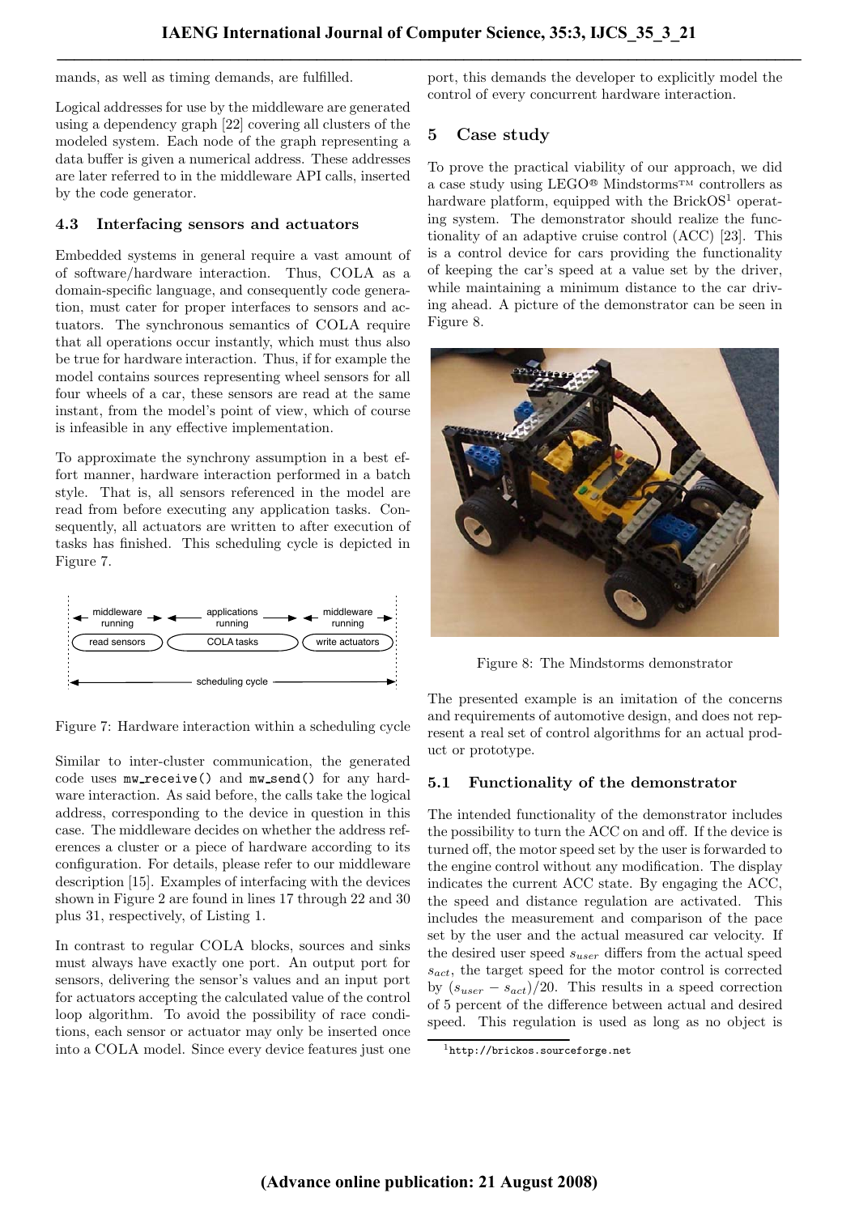mands, as well as timing demands, are fulfilled.

Logical addresses for use by the middleware are generated using a dependency graph [22] covering all clusters of the modeled system. Each node of the graph representing a data buffer is given a numerical address. These addresses are later referred to in the middleware API calls, inserted by the code generator.

### 4.3 Interfacing sensors and actuators

Embedded systems in general require a vast amount of of software/hardware interaction. Thus, COLA as a domain-specific language, and consequently code generation, must cater for proper interfaces to sensors and actuators. The synchronous semantics of COLA require that all operations occur instantly, which must thus also be true for hardware interaction. Thus, if for example the model contains sources representing wheel sensors for all four wheels of a car, these sensors are read at the same instant, from the model's point of view, which of course is infeasible in any effective implementation.

To approximate the synchrony assumption in a best effort manner, hardware interaction performed in a batch style. That is, all sensors referenced in the model are read from before executing any application tasks. Consequently, all actuators are written to after execution of tasks has finished. This scheduling cycle is depicted in Figure 7.

Figure 7: Hardware interaction within a scheduling cycle

Similar to inter-cluster communication, the generated code uses `mw_receive()` and `mw_send()` for any hardware interaction. As said before, the calls take the logical address, corresponding to the device in question in this case. The middleware decides on whether the address references a cluster or a piece of hardware according to its configuration. For details, please refer to our middleware description [15]. Examples of interfacing with the devices shown in Figure 2 are found in lines 17 through 22 and 30 plus 31, respectively, of Listing 1.

In contrast to regular COLA blocks, sources and sinks must always have exactly one port. An output port for sensors, delivering the sensor's values and an input port for actuators accepting the calculated value of the control loop algorithm. To avoid the possibility of race conditions, each sensor or actuator may only be inserted once into a COLA model. Since every device features just one port, this demands the developer to explicitly model the control of every concurrent hardware interaction.

## 5 Case study

To prove the practical viability of our approach, we did a case study using LEGO® Mindstorms™ controllers as hardware platform, equipped with the BrickOS[1] operating system. The demonstrator should realize the functionality of an adaptive cruise control (ACC) [23]. This is a control device for cars providing the functionality of keeping the car's speed at a value set by the driver, while maintaining a minimum distance to the car driving ahead. A picture of the demonstrator can be seen in Figure 8.

Figure 8: The Mindstorms demonstrator

The presented example is an imitation of the concerns and requirements of automotive design, and does not represent a real set of control algorithms for an actual product or prototype.

### 5.1 Functionality of the demonstrator

The intended functionality of the demonstrator includes the possibility to turn the ACC on and off. If the device is turned off, the motor speed set by the user is forwarded to the engine control without any modification. The display indicates the current ACC state. By engaging the ACC, the speed and distance regulation are activated. This includes the measurement and comparison of the pace set by the user and the actual measured car velocity. If the desired user speed $s_{user}$ differs from the actual speed $s_{act}$, the target speed for the motor control is corrected by $(s_{user} - s_{act})/20$. This results in a speed correction of 5 percent of the difference between actual and desired speed. This regulation is used as long as no object is

[1] http://brickos.sourceforge.net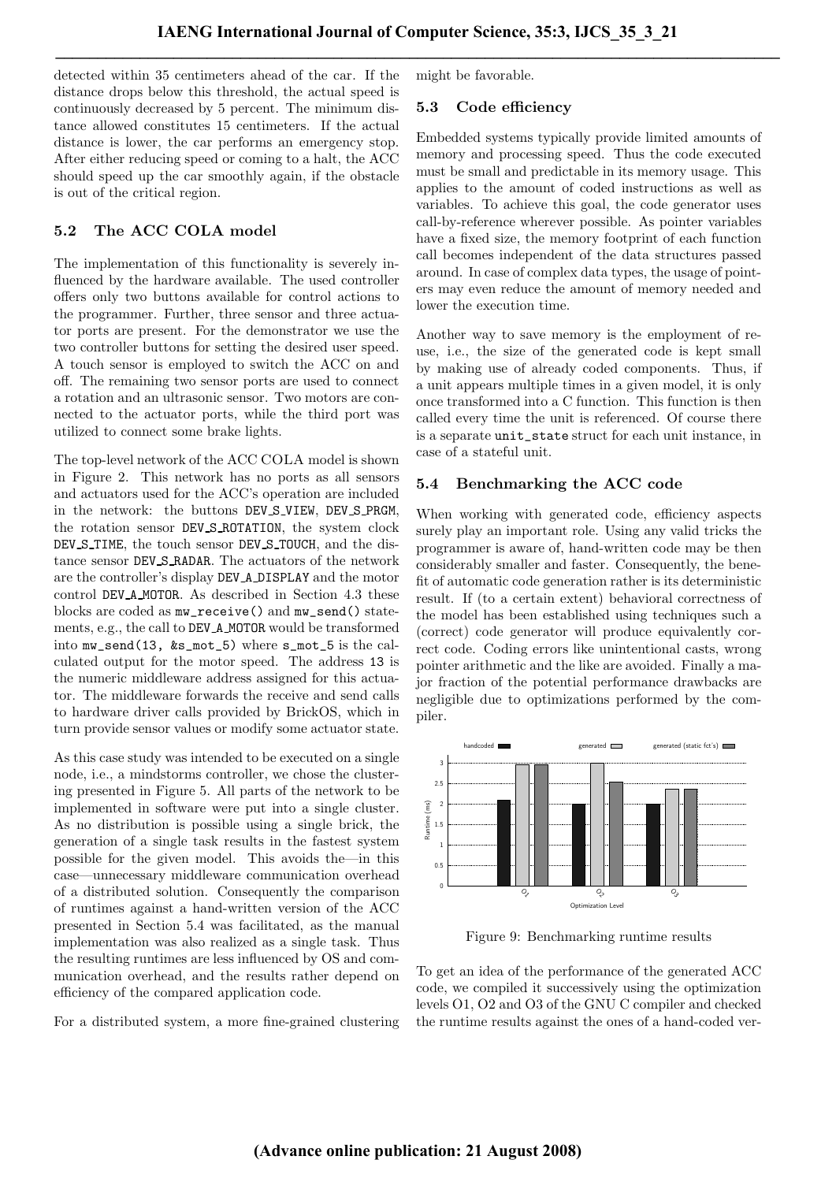detected within 35 centimeters ahead of the car. If the distance drops below this threshold, the actual speed is continuously decreased by 5 percent. The minimum distance allowed constitutes 15 centimeters. If the actual distance is lower, the car performs an emergency stop. After either reducing speed or coming to a halt, the ACC should speed up the car smoothly again, if the obstacle is out of the critical region.

### 5.2 The ACC COLA model

The implementation of this functionality is severely influenced by the hardware available. The used controller offers only two buttons available for control actions to the programmer. Further, three sensor and three actuator ports are present. For the demonstrator we use the two controller buttons for setting the desired user speed. A touch sensor is employed to switch the ACC on and off. The remaining two sensor ports are used to connect a rotation and an ultrasonic sensor. Two motors are connected to the actuator ports, while the third port was utilized to connect some brake lights.

The top-level network of the ACC COLA model is shown in Figure 2. This network has no ports as all sensors and actuators used for the ACC's operation are included in the network: the buttons DEV_S_VIEW, DEV_S_PRGM, the rotation sensor DEV_S_ROTATION, the system clock DEV_S_TIME, the touch sensor DEV_S_TOUCH, and the distance sensor DEV_S_RADAR. The actuators of the network are the controller's display DEV_A_DISPLAY and the motor control DEV_A_MOTOR. As described in Section 4.3 these blocks are coded as `mw_receive()` and `mw_send()` statements, e.g., the call to DEV_A_MOTOR would be transformed into `mw_send(13, &s_mot_5)` where `s_mot_5` is the calculated output for the motor speed. The address `13` is the numeric middleware address assigned for this actuator. The middleware forwards the receive and send calls to hardware driver calls provided by BrickOS, which in turn provide sensor values or modify some actuator state.

As this case study was intended to be executed on a single node, i.e., a mindstorms controller, we chose the clustering presented in Figure 5. All parts of the network to be implemented in software were put into a single cluster. As no distribution is possible using a single brick, the generation of a single task results in the fastest system possible for the given model. This avoids the—in this case—unnecessary middleware communication overhead of a distributed solution. Consequently the comparison of runtimes against a hand-written version of the ACC presented in Section 5.4 was facilitated, as the manual implementation was also realized as a single task. Thus the resulting runtimes are less influenced by OS and communication overhead, and the results rather depend on efficiency of the compared application code.

For a distributed system, a more fine-grained clustering might be favorable.

### 5.3 Code efficiency

Embedded systems typically provide limited amounts of memory and processing speed. Thus the code executed must be small and predictable in its memory usage. This applies to the amount of coded instructions as well as variables. To achieve this goal, the code generator uses call-by-reference wherever possible. As pointer variables have a fixed size, the memory footprint of each function call becomes independent of the data structures passed around. In case of complex data types, the usage of pointers may even reduce the amount of memory needed and lower the execution time.

Another way to save memory is the employment of reuse, i.e., the size of the generated code is kept small by making use of already coded components. Thus, if a unit appears multiple times in a given model, it is only once transformed into a C function. This function is then called every time the unit is referenced. Of course there is a separate `unit_state` struct for each unit instance, in case of a stateful unit.

### 5.4 Benchmarking the ACC code

When working with generated code, efficiency aspects surely play an important role. Using any valid tricks the programmer is aware of, hand-written code may be then considerably smaller and faster. Consequently, the benefit of automatic code generation rather is its deterministic result. If (to a certain extent) behavioral correctness of the model has been established using techniques such a (correct) code generator will produce equivalently correct code. Coding errors like unintentional casts, wrong pointer arithmetic and the like are avoided. Finally a major fraction of the potential performance drawbacks are negligible due to optimizations performed by the compiler.

Figure 9: Benchmarking runtime results

To get an idea of the performance of the generated ACC code, we compiled it successively using the optimization levels O1, O2 and O3 of the GNU C compiler and checked the runtime results against the ones of a hand-coded ver-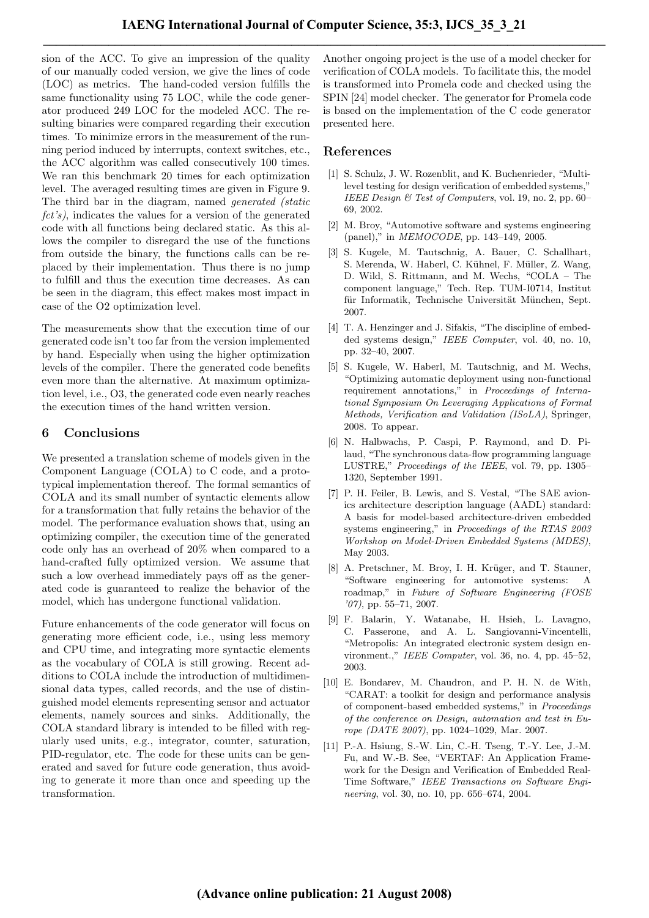sion of the ACC. To give an impression of the quality of our manually coded version, we give the lines of code (LOC) as metrics. The hand-coded version fulfills the same functionality using 75 LOC, while the code generator produced 249 LOC for the modeled ACC. The resulting binaries were compared regarding their execution times. To minimize errors in the measurement of the running period induced by interrupts, context switches, etc., the ACC algorithm was called consecutively 100 times. We ran this benchmark 20 times for each optimization level. The averaged resulting times are given in Figure 9. The third bar in the diagram, named *generated (static fct's)*, indicates the values for a version of the generated code with all functions being declared static. As this allows the compiler to disregard the use of the functions from outside the binary, the functions calls can be replaced by their implementation. Thus there is no jump to fulfill and thus the execution time decreases. As can be seen in the diagram, this effect makes most impact in case of the O2 optimization level.

The measurements show that the execution time of our generated code isn't too far from the version implemented by hand. Especially when using the higher optimization levels of the compiler. There the generated code benefits even more than the alternative. At maximum optimization level, i.e., O3, the generated code even nearly reaches the execution times of the hand written version.

## 6 Conclusions

We presented a translation scheme of models given in the Component Language (COLA) to C code, and a prototypical implementation thereof. The formal semantics of COLA and its small number of syntactic elements allow for a transformation that fully retains the behavior of the model. The performance evaluation shows that, using an optimizing compiler, the execution time of the generated code only has an overhead of 20% when compared to a hand-crafted fully optimized version. We assume that such a low overhead immediately pays off as the generated code is guaranteed to realize the behavior of the model, which has undergone functional validation.

Future enhancements of the code generator will focus on generating more efficient code, i.e., using less memory and CPU time, and integrating more syntactical elements as the vocabulary of COLA is still growing. Recent additions to COLA include the introduction of multidimensional data types, called records, and the use of distinguished model elements representing sensor and actuator elements, namely sources and sinks. Additionally, the COLA standard library is intended to be filled with regularly used units, e.g., integrator, counter, saturation, PID-regulator, etc. The code for these units can be generated and saved for future code generation, thus avoiding to generate it more than once and speeding up the transformation.

Another ongoing project is the use of a model checker for verification of COLA models. To facilitate this, the model is transformed into Promela code and checked using the SPIN [24] model checker. The generator for Promela code is based on the implementation of the C code generator presented here.

## References

[1] S. Schulz, J. W. Rozenblit, and K. Buchenrieder, "Multilevel testing for design verification of embedded systems," *IEEE Design & Test of Computers*, vol. 19, no. 2, pp. 60–69, 2002.

[2] M. Broy, "Automotive software and systems engineering (panel)," in *MEMOCODE*, pp. 143–149, 2005.

[3] S. Kugele, M. Tautschnig, A. Bauer, C. Schallhart, S. Merenda, W. Haberl, C. Kühnel, F. Müller, Z. Wang, D. Wild, S. Rittmann, and M. Wechs, "COLA – The component language," Tech. Rep. TUM-I0714, Institut für Informatik, Technische Universität München, Sept. 2007.

[4] T. A. Henzinger and J. Sifakis, "The discipline of embedded systems design," *IEEE Computer*, vol. 40, no. 10, pp. 32–40, 2007.

[5] S. Kugele, W. Haberl, M. Tautschnig, and M. Wechs, "Optimizing automatic deployment using non-functional requirement annotations," in *Proceedings of International Symposium On Leveraging Applications of Formal Methods, Verification and Validation (ISoLA)*, Springer, 2008. To appear.

[6] N. Halbwachs, P. Caspi, P. Raymond, and D. Pilaud, "The synchronous data-flow programming language LUSTRE," *Proceedings of the IEEE*, vol. 79, pp. 1305–1320, September 1991.

[7] P. H. Feiler, B. Lewis, and S. Vestal, "The SAE avionics architecture description language (AADL) standard: A basis for model-based architecture-driven embedded systems engineering," in *Proceedings of the RTAS 2003 Workshop on Model-Driven Embedded Systems (MDES)*, May 2003.

[8] A. Pretschner, M. Broy, I. H. Krüger, and T. Stauner, "Software engineering for automotive systems: A roadmap," in *Future of Software Engineering (FOSE '07)*, pp. 55–71, 2007.

[9] F. Balarin, Y. Watanabe, H. Hsieh, L. Lavagno, C. Passerone, and A. L. Sangiovanni-Vincentelli, "Metropolis: An integrated electronic system design environment.," *IEEE Computer*, vol. 36, no. 4, pp. 45–52, 2003.

[10] E. Bondarev, M. Chaudron, and P. H. N. de With, "CARAT: a toolkit for design and performance analysis of component-based embedded systems," in *Proceedings of the conference on Design, automation and test in Europe (DATE 2007)*, pp. 1024–1029, Mar. 2007.

[11] P.-A. Hsiung, S.-W. Lin, C.-H. Tseng, T.-Y. Lee, J.-M. Fu, and W.-B. See, "VERTAF: An Application Framework for the Design and Verification of Embedded Real-Time Software," *IEEE Transactions on Software Engineering*, vol. 30, no. 10, pp. 656–674, 2004.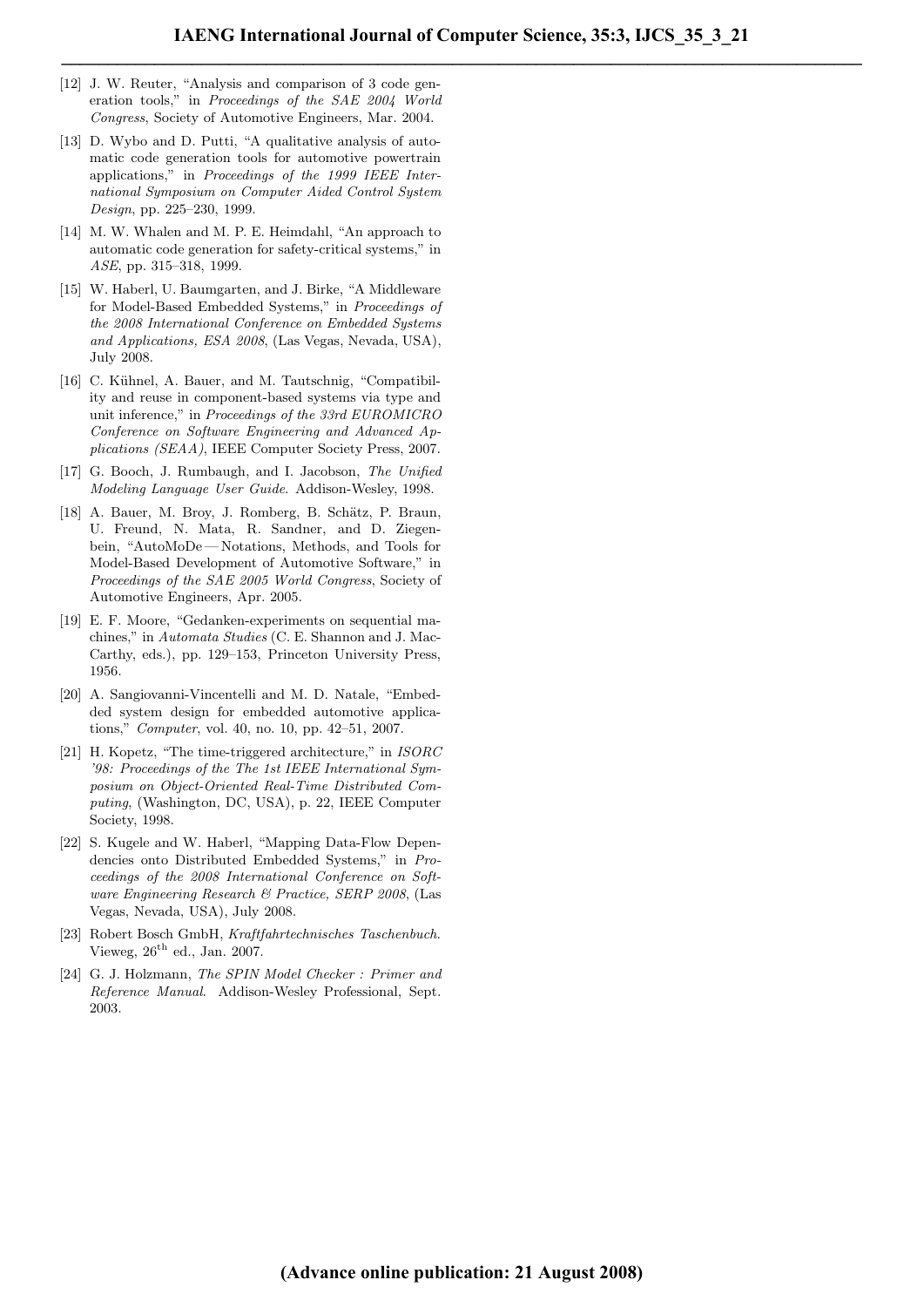[12] J. W. Reuter, "Analysis and comparison of 3 code generation tools," in *Proceedings of the SAE 2004 World Congress*, Society of Automotive Engineers, Mar. 2004.

[13] D. Wybo and D. Putti, "A qualitative analysis of automatic code generation tools for automotive powertrain applications," in *Proceedings of the 1999 IEEE International Symposium on Computer Aided Control System Design*, pp. 225–230, 1999.

[14] M. W. Whalen and M. P. E. Heimdahl, "An approach to automatic code generation for safety-critical systems," in *ASE*, pp. 315–318, 1999.

[15] W. Haberl, U. Baumgarten, and J. Birke, "A Middleware for Model-Based Embedded Systems," in *Proceedings of the 2008 International Conference on Embedded Systems and Applications, ESA 2008*, (Las Vegas, Nevada, USA), July 2008.

[16] C. Kühnel, A. Bauer, and M. Tautschnig, "Compatibility and reuse in component-based systems via type and unit inference," in *Proceedings of the 33rd EUROMICRO Conference on Software Engineering and Advanced Applications (SEAA)*, IEEE Computer Society Press, 2007.

[17] G. Booch, J. Rumbaugh, and I. Jacobson, *The Unified Modeling Language User Guide*. Addison-Wesley, 1998.

[18] A. Bauer, M. Broy, J. Romberg, B. Schätz, P. Braun, U. Freund, N. Mata, R. Sandner, and D. Ziegenbein, "AutoMoDe — Notations, Methods, and Tools for Model-Based Development of Automotive Software," in *Proceedings of the SAE 2005 World Congress*, Society of Automotive Engineers, Apr. 2005.

[19] E. F. Moore, "Gedanken-experiments on sequential machines," in *Automata Studies* (C. E. Shannon and J. MacCarthy, eds.), pp. 129–153, Princeton University Press, 1956.

[20] A. Sangiovanni-Vincentelli and M. D. Natale, "Embedded system design for embedded automotive applications," *Computer*, vol. 40, no. 10, pp. 42–51, 2007.

[21] H. Kopetz, "The time-triggered architecture," in *ISORC '98: Proceedings of the The 1st IEEE International Symposium on Object-Oriented Real-Time Distributed Computing*, (Washington, DC, USA), p. 22, IEEE Computer Society, 1998.

[22] S. Kugele and W. Haberl, "Mapping Data-Flow Dependencies onto Distributed Embedded Systems," in *Proceedings of the 2008 International Conference on Software Engineering Research & Practice, SERP 2008*, (Las Vegas, Nevada, USA), July 2008.

[23] Robert Bosch GmbH, *Kraftfahrtechnisches Taschenbuch*. Vieweg, $26^{\text{th}}$ ed., Jan. 2007.

[24] G. J. Holzmann, *The SPIN Model Checker : Primer and Reference Manual*. Addison-Wesley Professional, Sept. 2003.